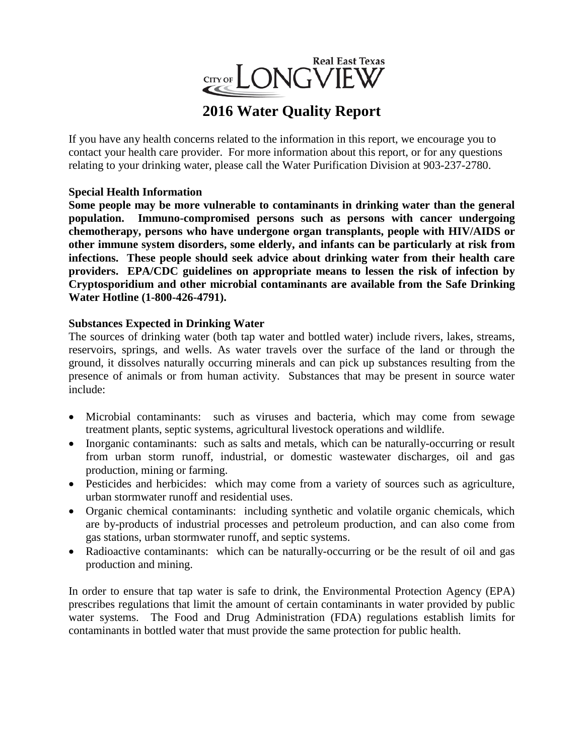Real East Texas

CITY OF LONGVIEW

# 2016 Water Quality Report

If you have any health concerns related to the information in this report, we encourage you to contact your health care provider. For more information about this report, or for any questions relating to your drinking water, please call the Water Purification Division at 903-237-2780.

**Special Health Information**

**Some people may be more vulnerable to contaminants in drinking water than the general population. Immuno-compromised persons such as persons with cancer undergoing chemotherapy, persons who have undergone organ transplants, people with HIV/AIDS or other immune system disorders, some elderly, and infants can be particularly at risk from infections. These people should seek advice about drinking water from their health care providers. EPA/CDC guidelines on appropriate means to lessen the risk of infection by Cryptosporidium and other microbial contaminants are available from the Safe Drinking Water Hotline (1-800-426-4791).**

**Substances Expected in Drinking Water**

The sources of drinking water (both tap water and bottled water) include rivers, lakes, streams, reservoirs, springs, and wells. As water travels over the surface of the land or through the ground, it dissolves naturally occurring minerals and can pick up substances resulting from the presence of animals or from human activity. Substances that may be present in source water include:

- Microbial contaminants: such as viruses and bacteria, which may come from sewage treatment plants, septic systems, agricultural livestock operations and wildlife.
- Inorganic contaminants: such as salts and metals, which can be naturally-occurring or result from urban storm runoff, industrial, or domestic wastewater discharges, oil and gas production, mining or farming.
- Pesticides and herbicides: which may come from a variety of sources such as agriculture, urban stormwater runoff and residential uses.
- Organic chemical contaminants: including synthetic and volatile organic chemicals, which are by-products of industrial processes and petroleum production, and can also come from gas stations, urban stormwater runoff, and septic systems.
- Radioactive contaminants: which can be naturally-occurring or be the result of oil and gas production and mining.

In order to ensure that tap water is safe to drink, the Environmental Protection Agency (EPA) prescribes regulations that limit the amount of certain contaminants in water provided by public water systems. The Food and Drug Administration (FDA) regulations establish limits for contaminants in bottled water that must provide the same protection for public health.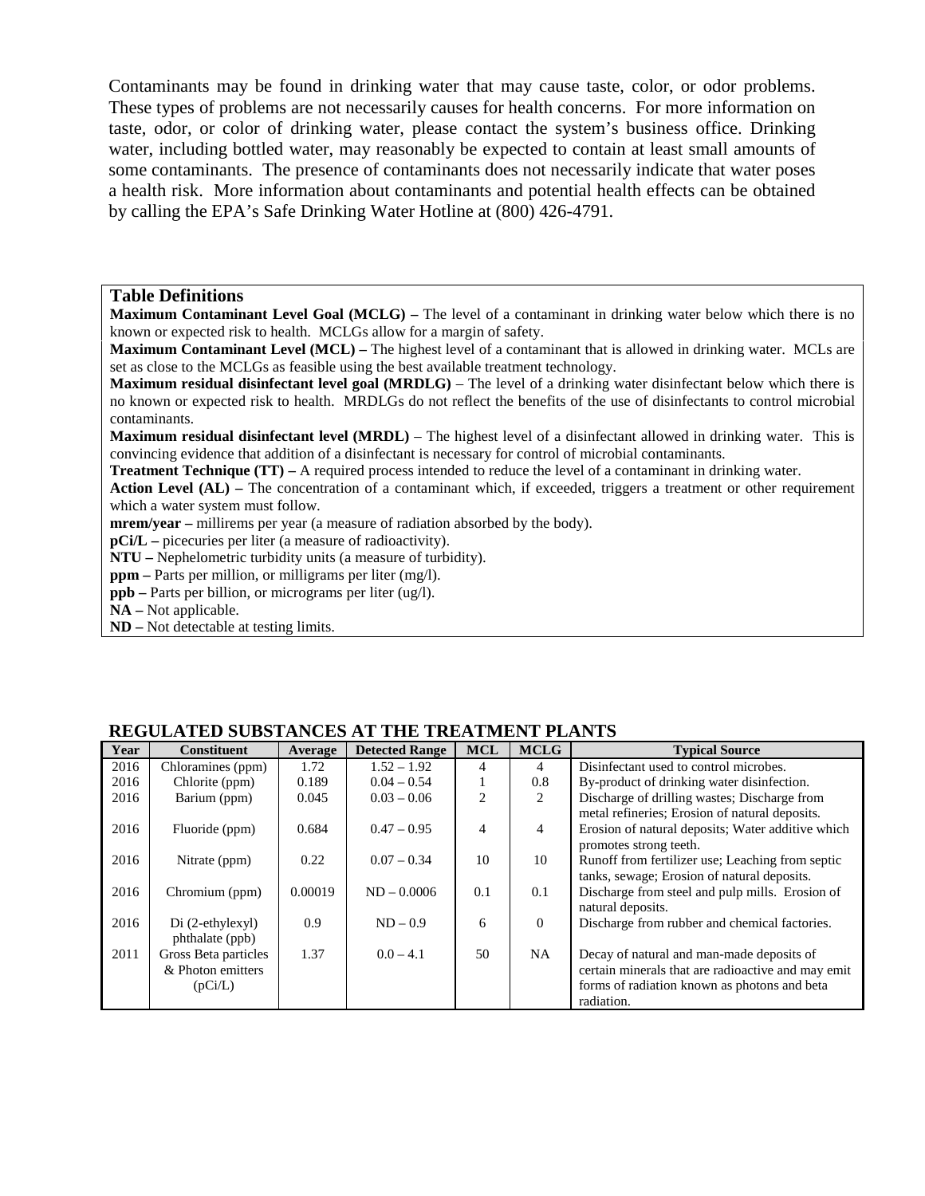Contaminants may be found in drinking water that may cause taste, color, or odor problems. These types of problems are not necessarily causes for health concerns. For more information on taste, odor, or color of drinking water, please contact the system's business office. Drinking water, including bottled water, may reasonably be expected to contain at least small amounts of some contaminants. The presence of contaminants does not necessarily indicate that water poses a health risk. More information about contaminants and potential health effects can be obtained by calling the EPA's Safe Drinking Water Hotline at (800) 426-4791.

### Table Definitions

**Maximum Contaminant Level Goal (MCLG) –** The level of a contaminant in drinking water below which there is no known or expected risk to health. MCLGs allow for a margin of safety.

**Maximum Contaminant Level (MCL) –** The highest level of a contaminant that is allowed in drinking water. MCLs are set as close to the MCLGs as feasible using the best available treatment technology.

**Maximum residual disinfectant level goal (MRDLG)** – The level of a drinking water disinfectant below which there is no known or expected risk to health. MRDLGs do not reflect the benefits of the use of disinfectants to control microbial contaminants.

**Maximum residual disinfectant level (MRDL)** – The highest level of a disinfectant allowed in drinking water. This is convincing evidence that addition of a disinfectant is necessary for control of microbial contaminants.

**Treatment Technique (TT) –** A required process intended to reduce the level of a contaminant in drinking water.

**Action Level (AL) –** The concentration of a contaminant which, if exceeded, triggers a treatment or other requirement which a water system must follow.

**mrem/year –** millirems per year (a measure of radiation absorbed by the body).

**pCi/L –** picecuries per liter (a measure of radioactivity).

**NTU –** Nephelometric turbidity units (a measure of turbidity).

**ppm –** Parts per million, or milligrams per liter (mg/l).

**ppb –** Parts per billion, or micrograms per liter (ug/l).

**NA –** Not applicable.

**ND –** Not detectable at testing limits.

### REGULATED SUBSTANCES AT THE TREATMENT PLANTS

| Year | Constituent | Average | Detected Range | MCL | MCLG | Typical Source |
|---|---|---|---|---|---|---|
| 2016 | Chloramines (ppm) | 1.72 | 1.52 – 1.92 | 4 | 4 | Disinfectant used to control microbes. |
| 2016 | Chlorite (ppm) | 0.189 | 0.04 – 0.54 | 1 | 0.8 | By-product of drinking water disinfection. |
| 2016 | Barium (ppm) | 0.045 | 0.03 – 0.06 | 2 | 2 | Discharge of drilling wastes; Discharge from metal refineries; Erosion of natural deposits. |
| 2016 | Fluoride (ppm) | 0.684 | 0.47 – 0.95 | 4 | 4 | Erosion of natural deposits; Water additive which promotes strong teeth. |
| 2016 | Nitrate (ppm) | 0.22 | 0.07 – 0.34 | 10 | 10 | Runoff from fertilizer use; Leaching from septic tanks, sewage; Erosion of natural deposits. |
| 2016 | Chromium (ppm) | 0.00019 | ND – 0.0006 | 0.1 | 0.1 | Discharge from steel and pulp mills. Erosion of natural deposits. |
| 2016 | Di (2-ethylexyl) phthalate (ppb) | 0.9 | ND – 0.9 | 6 | 0 | Discharge from rubber and chemical factories. |
| 2011 | Gross Beta particles & Photon emitters (pCi/L) | 1.37 | 0.0 – 4.1 | 50 | NA | Decay of natural and man-made deposits of certain minerals that are radioactive and may emit forms of radiation known as photons and beta radiation. |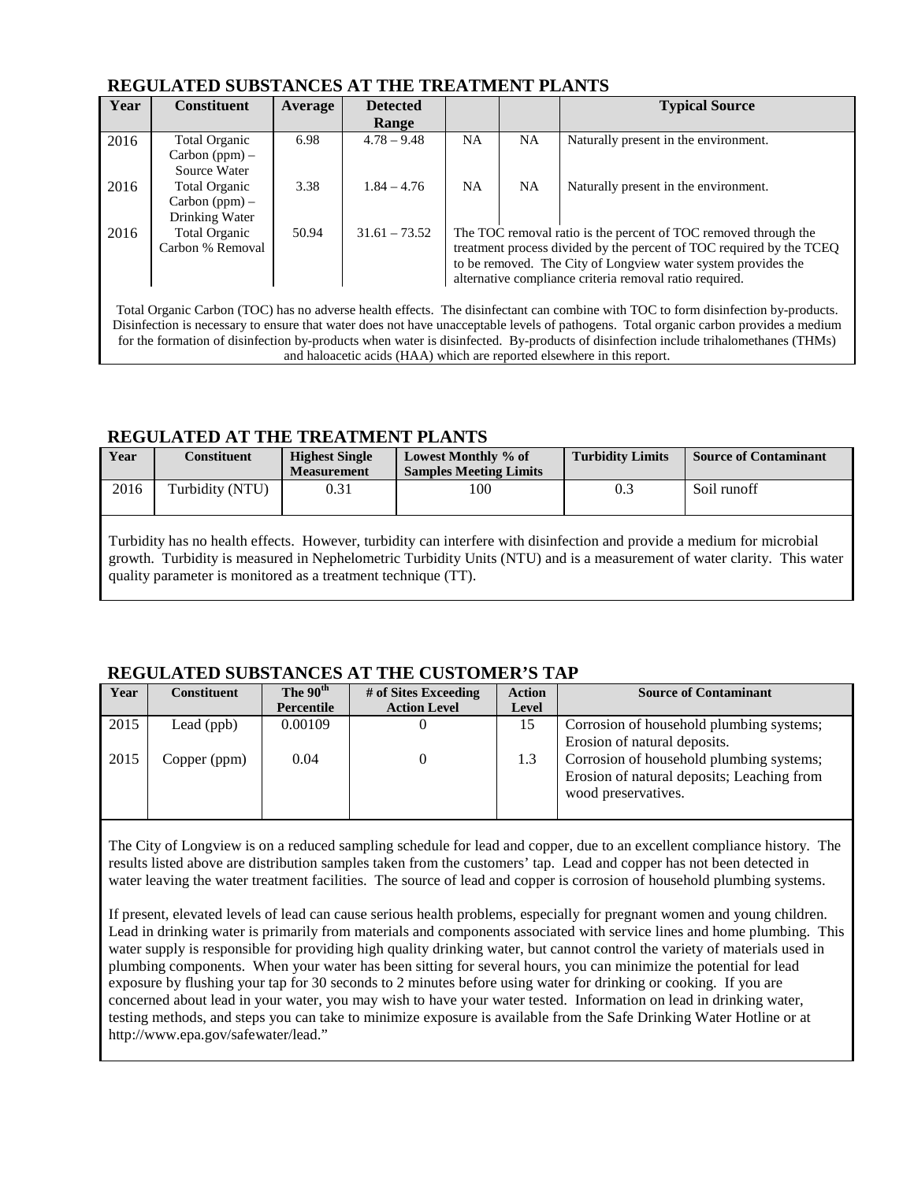## REGULATED SUBSTANCES AT THE TREATMENT PLANTS

| Year | Constituent | Average | Detected Range | | | Typical Source |
|---|---|---|---|---|---|---|
| 2016 | Total Organic Carbon (ppm) – Source Water | 6.98 | 4.78 – 9.48 | NA | NA | Naturally present in the environment. |
| 2016 | Total Organic Carbon (ppm) – Drinking Water | 3.38 | 1.84 – 4.76 | NA | NA | Naturally present in the environment. |
| 2016 | Total Organic Carbon % Removal | 50.94 | 31.61 – 73.52 | The TOC removal ratio is the percent of TOC removed through the treatment process divided by the percent of TOC required by the TCEQ to be removed. The City of Longview water system provides the alternative compliance criteria removal ratio required. | | |

Total Organic Carbon (TOC) has no adverse health effects. The disinfectant can combine with TOC to form disinfection by-products. Disinfection is necessary to ensure that water does not have unacceptable levels of pathogens. Total organic carbon provides a medium for the formation of disinfection by-products when water is disinfected. By-products of disinfection include trihalomethanes (THMs) and haloacetic acids (HAA) which are reported elsewhere in this report.

## REGULATED AT THE TREATMENT PLANTS

| Year | Constituent | Highest Single Measurement | Lowest Monthly % of Samples Meeting Limits | Turbidity Limits | Source of Contaminant |
|---|---|---|---|---|---|
| 2016 | Turbidity (NTU) | 0.31 | 100 | 0.3 | Soil runoff |

Turbidity has no health effects. However, turbidity can interfere with disinfection and provide a medium for microbial growth. Turbidity is measured in Nephelometric Turbidity Units (NTU) and is a measurement of water clarity. This water quality parameter is monitored as a treatment technique (TT).

## REGULATED SUBSTANCES AT THE CUSTOMER'S TAP

| Year | Constituent | The 90th Percentile | # of Sites Exceeding Action Level | Action Level | Source of Contaminant |
|---|---|---|---|---|---|
| 2015 | Lead (ppb) | 0.00109 | 0 | 15 | Corrosion of household plumbing systems; Erosion of natural deposits. |
| 2015 | Copper (ppm) | 0.04 | 0 | 1.3 | Corrosion of household plumbing systems; Erosion of natural deposits; Leaching from wood preservatives. |

The City of Longview is on a reduced sampling schedule for lead and copper, due to an excellent compliance history. The results listed above are distribution samples taken from the customers' tap. Lead and copper has not been detected in water leaving the water treatment facilities. The source of lead and copper is corrosion of household plumbing systems.

If present, elevated levels of lead can cause serious health problems, especially for pregnant women and young children. Lead in drinking water is primarily from materials and components associated with service lines and home plumbing. This water supply is responsible for providing high quality drinking water, but cannot control the variety of materials used in plumbing components. When your water has been sitting for several hours, you can minimize the potential for lead exposure by flushing your tap for 30 seconds to 2 minutes before using water for drinking or cooking. If you are concerned about lead in your water, you may wish to have your water tested. Information on lead in drinking water, testing methods, and steps you can take to minimize exposure is available from the Safe Drinking Water Hotline or at http://www.epa.gov/safewater/lead."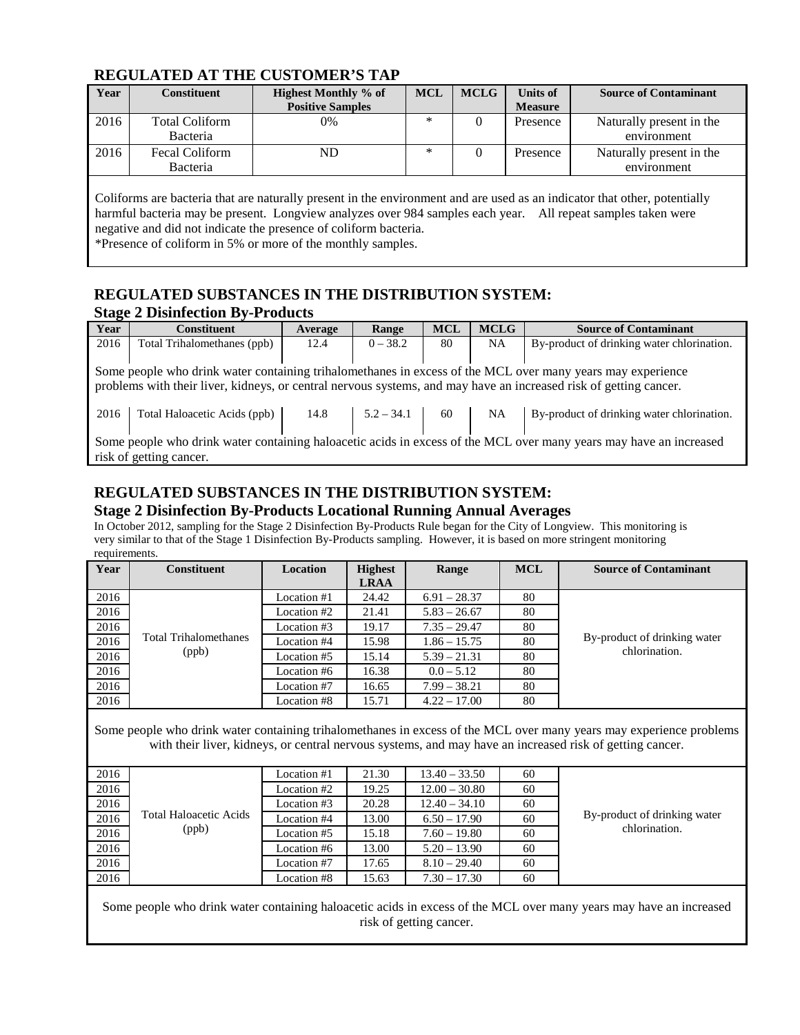## REGULATED AT THE CUSTOMER'S TAP

| Year | Constituent | Highest Monthly % of Positive Samples | MCL | MCLG | Units of Measure | Source of Contaminant |
|---|---|---|---|---|---|---|
| 2016 | Total Coliform Bacteria | 0% | * | 0 | Presence | Naturally present in the environment |
| 2016 | Fecal Coliform Bacteria | ND | * | 0 | Presence | Naturally present in the environment |

Coliforms are bacteria that are naturally present in the environment and are used as an indicator that other, potentially harmful bacteria may be present. Longview analyzes over 984 samples each year. All repeat samples taken were negative and did not indicate the presence of coliform bacteria.
*Presence of coliform in 5% or more of the monthly samples.

## REGULATED SUBSTANCES IN THE DISTRIBUTION SYSTEM:
### Stage 2 Disinfection By-Products

| Year | Constituent | Average | Range | MCL | MCLG | Source of Contaminant |
|---|---|---|---|---|---|---|
| 2016 | Total Trihalomethanes (ppb) | 12.4 | 0 – 38.2 | 80 | NA | By-product of drinking water chlorination. |
| 2016 | Total Haloacetic Acids (ppb) | 14.8 | 5.2 – 34.1 | 60 | NA | By-product of drinking water chlorination. |

Some people who drink water containing trihalomethanes in excess of the MCL over many years may experience problems with their liver, kidneys, or central nervous systems, and may have an increased risk of getting cancer.

Some people who drink water containing haloacetic acids in excess of the MCL over many years may have an increased risk of getting cancer.

## REGULATED SUBSTANCES IN THE DISTRIBUTION SYSTEM:
### Stage 2 Disinfection By-Products Locational Running Annual Averages

In October 2012, sampling for the Stage 2 Disinfection By-Products Rule began for the City of Longview. This monitoring is very similar to that of the Stage 1 Disinfection By-Products sampling. However, it is based on more stringent monitoring requirements.

| Year | Constituent | Location | Highest LRAA | Range | MCL | Source of Contaminant |
|---|---|---|---|---|---|---|
| 2016 | Total Trihalomethanes (ppb) | Location #1 | 24.42 | 6.91 – 28.37 | 80 | By-product of drinking water chlorination. |
| 2016 | | Location #2 | 21.41 | 5.83 – 26.67 | 80 | |
| 2016 | | Location #3 | 19.17 | 7.35 – 29.47 | 80 | |
| 2016 | | Location #4 | 15.98 | 1.86 – 15.75 | 80 | |
| 2016 | | Location #5 | 15.14 | 5.39 – 21.31 | 80 | |
| 2016 | | Location #6 | 16.38 | 0.0 – 5.12 | 80 | |
| 2016 | | Location #7 | 16.65 | 7.99 – 38.21 | 80 | |
| 2016 | | Location #8 | 15.71 | 4.22 – 17.00 | 80 | |

Some people who drink water containing trihalomethanes in excess of the MCL over many years may experience problems with their liver, kidneys, or central nervous systems, and may have an increased risk of getting cancer.

| Year | Constituent | Location | Highest LRAA | Range | MCL | Source of Contaminant |
|---|---|---|---|---|---|---|
| 2016 | Total Haloacetic Acids (ppb) | Location #1 | 21.30 | 13.40 – 33.50 | 60 | By-product of drinking water chlorination. |
| 2016 | | Location #2 | 19.25 | 12.00 – 30.80 | 60 | |
| 2016 | | Location #3 | 20.28 | 12.40 – 34.10 | 60 | |
| 2016 | | Location #4 | 13.00 | 6.50 – 17.90 | 60 | |
| 2016 | | Location #5 | 15.18 | 7.60 – 19.80 | 60 | |
| 2016 | | Location #6 | 13.00 | 5.20 – 13.90 | 60 | |
| 2016 | | Location #7 | 17.65 | 8.10 – 29.40 | 60 | |
| 2016 | | Location #8 | 15.63 | 7.30 – 17.30 | 60 | |

Some people who drink water containing haloacetic acids in excess of the MCL over many years may have an increased risk of getting cancer.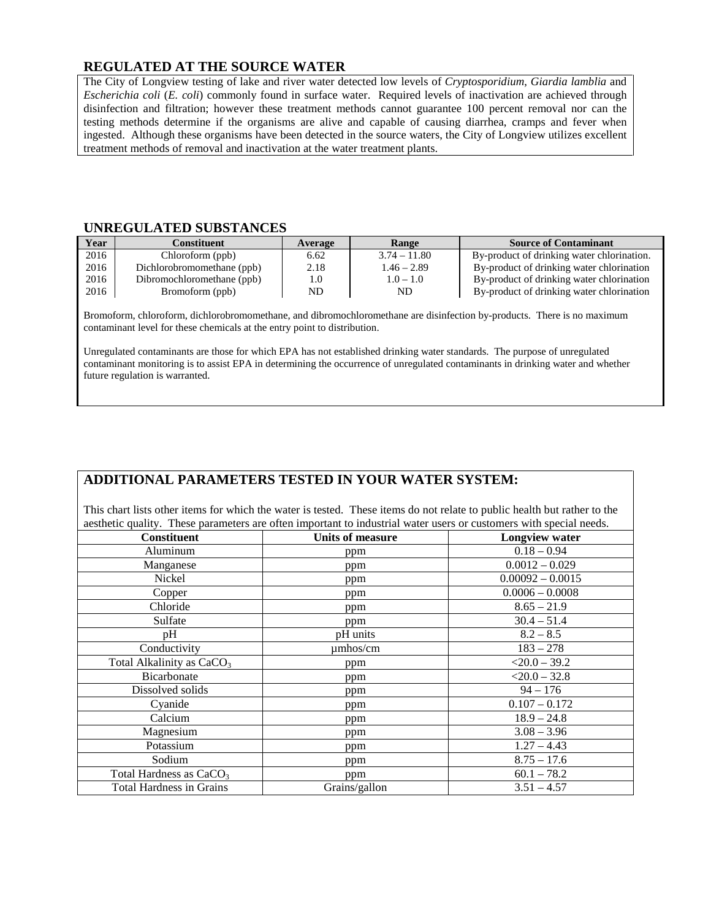## REGULATED AT THE SOURCE WATER

The City of Longview testing of lake and river water detected low levels of *Cryptosporidium*, *Giardia lamblia* and *Escherichia coli* (*E. coli*) commonly found in surface water. Required levels of inactivation are achieved through disinfection and filtration; however these treatment methods cannot guarantee 100 percent removal nor can the testing methods determine if the organisms are alive and capable of causing diarrhea, cramps and fever when ingested. Although these organisms have been detected in the source waters, the City of Longview utilizes excellent treatment methods of removal and inactivation at the water treatment plants.

## UNREGULATED SUBSTANCES

| Year | Constituent | Average | Range | Source of Contaminant |
|---|---|---|---|---|
| 2016 | Chloroform (ppb) | 6.62 | 3.74 – 11.80 | By-product of drinking water chlorination. |
| 2016 | Dichlorobromomethane (ppb) | 2.18 | 1.46 – 2.89 | By-product of drinking water chlorination |
| 2016 | Dibromochloromethane (ppb) | 1.0 | 1.0 – 1.0 | By-product of drinking water chlorination |
| 2016 | Bromoform (ppb) | ND | ND | By-product of drinking water chlorination |

Bromoform, chloroform, dichlorobromomethane, and dibromochloromethane are disinfection by-products. There is no maximum contaminant level for these chemicals at the entry point to distribution.

Unregulated contaminants are those for which EPA has not established drinking water standards. The purpose of unregulated contaminant monitoring is to assist EPA in determining the occurrence of unregulated contaminants in drinking water and whether future regulation is warranted.

## ADDITIONAL PARAMETERS TESTED IN YOUR WATER SYSTEM:

This chart lists other items for which the water is tested. These items do not relate to public health but rather to the aesthetic quality. These parameters are often important to industrial water users or customers with special needs.

| Constituent | Units of measure | Longview water |
|---|---|---|
| Aluminum | ppm | 0.18 – 0.94 |
| Manganese | ppm | 0.0012 – 0.029 |
| Nickel | ppm | 0.00092 – 0.0015 |
| Copper | ppm | 0.0006 – 0.0008 |
| Chloride | ppm | 8.65 – 21.9 |
| Sulfate | ppm | 30.4 – 51.4 |
| pH | pH units | 8.2 – 8.5 |
| Conductivity | µmhos/cm | 183 – 278 |
| Total Alkalinity as $CaCO_3$ | ppm | <20.0 – 39.2 |
| Bicarbonate | ppm | <20.0 – 32.8 |
| Dissolved solids | ppm | 94 – 176 |
| Cyanide | ppm | 0.107 – 0.172 |
| Calcium | ppm | 18.9 – 24.8 |
| Magnesium | ppm | 3.08 – 3.96 |
| Potassium | ppm | 1.27 – 4.43 |
| Sodium | ppm | 8.75 – 17.6 |
| Total Hardness as $CaCO_3$ | ppm | 60.1 – 78.2 |
| Total Hardness in Grains | Grains/gallon | 3.51 – 4.57 |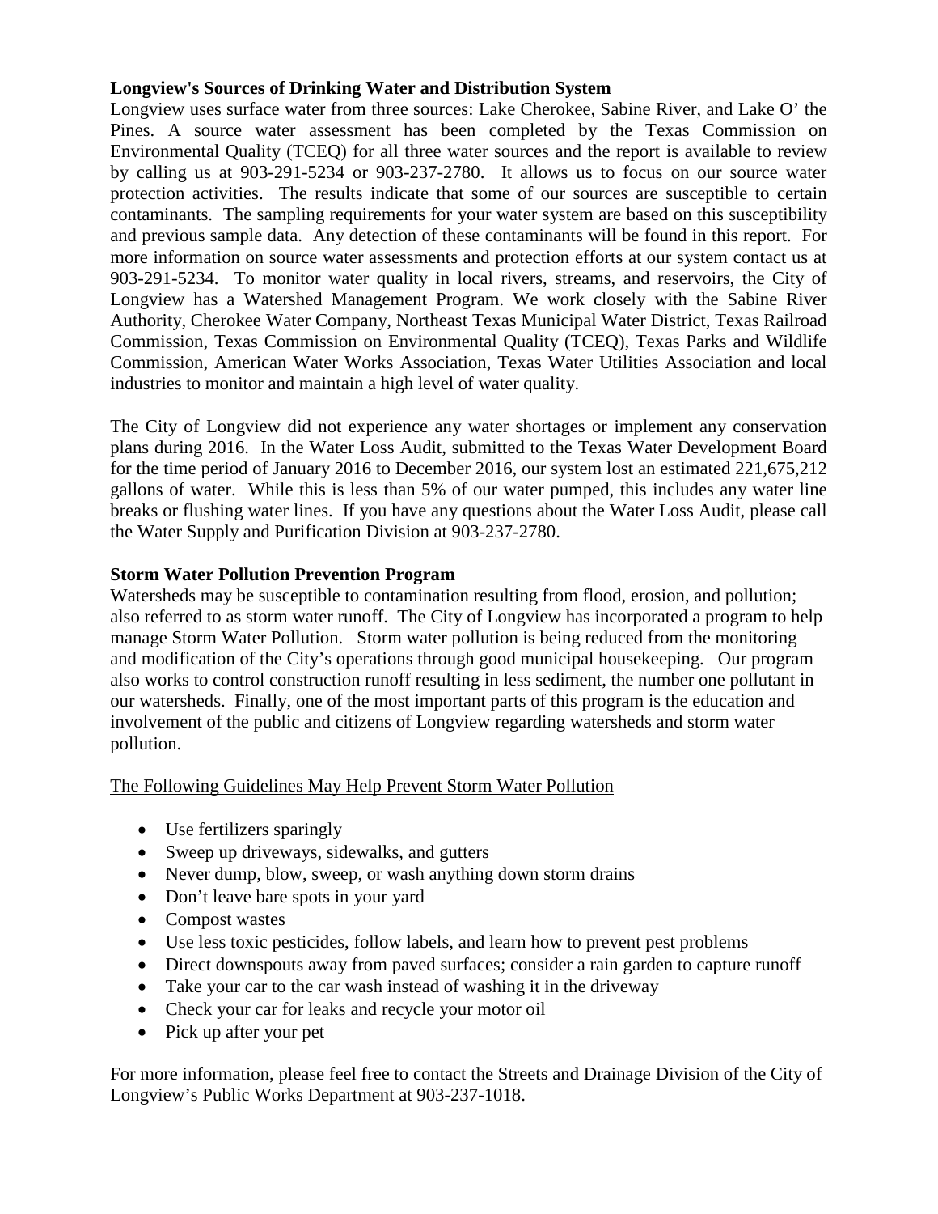**Longview's Sources of Drinking Water and Distribution System**

Longview uses surface water from three sources: Lake Cherokee, Sabine River, and Lake O' the Pines. A source water assessment has been completed by the Texas Commission on Environmental Quality (TCEQ) for all three water sources and the report is available to review by calling us at 903-291-5234 or 903-237-2780. It allows us to focus on our source water protection activities. The results indicate that some of our sources are susceptible to certain contaminants. The sampling requirements for your water system are based on this susceptibility and previous sample data. Any detection of these contaminants will be found in this report. For more information on source water assessments and protection efforts at our system contact us at 903-291-5234. To monitor water quality in local rivers, streams, and reservoirs, the City of Longview has a Watershed Management Program. We work closely with the Sabine River Authority, Cherokee Water Company, Northeast Texas Municipal Water District, Texas Railroad Commission, Texas Commission on Environmental Quality (TCEQ), Texas Parks and Wildlife Commission, American Water Works Association, Texas Water Utilities Association and local industries to monitor and maintain a high level of water quality.

The City of Longview did not experience any water shortages or implement any conservation plans during 2016. In the Water Loss Audit, submitted to the Texas Water Development Board for the time period of January 2016 to December 2016, our system lost an estimated 221,675,212 gallons of water. While this is less than 5% of our water pumped, this includes any water line breaks or flushing water lines. If you have any questions about the Water Loss Audit, please call the Water Supply and Purification Division at 903-237-2780.

**Storm Water Pollution Prevention Program**

Watersheds may be susceptible to contamination resulting from flood, erosion, and pollution; also referred to as storm water runoff. The City of Longview has incorporated a program to help manage Storm Water Pollution. Storm water pollution is being reduced from the monitoring and modification of the City's operations through good municipal housekeeping. Our program also works to control construction runoff resulting in less sediment, the number one pollutant in our watersheds. Finally, one of the most important parts of this program is the education and involvement of the public and citizens of Longview regarding watersheds and storm water pollution.

<u>The Following Guidelines May Help Prevent Storm Water Pollution</u>

- Use fertilizers sparingly
- Sweep up driveways, sidewalks, and gutters
- Never dump, blow, sweep, or wash anything down storm drains
- Don't leave bare spots in your yard
- Compost wastes
- Use less toxic pesticides, follow labels, and learn how to prevent pest problems
- Direct downspouts away from paved surfaces; consider a rain garden to capture runoff
- Take your car to the car wash instead of washing it in the driveway
- Check your car for leaks and recycle your motor oil
- Pick up after your pet

For more information, please feel free to contact the Streets and Drainage Division of the City of Longview's Public Works Department at 903-237-1018.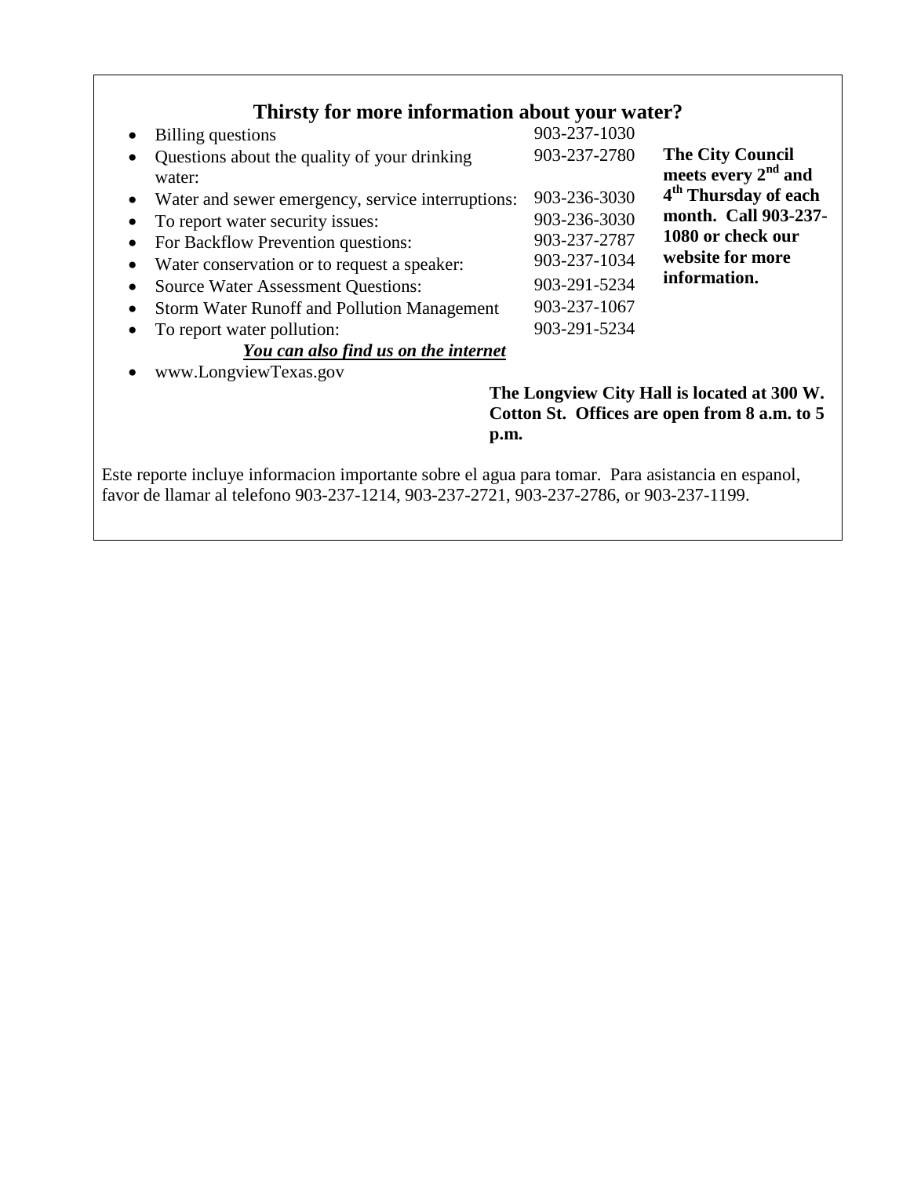## Thirsty for more information about your water?

| | |
|---|---|
| Billing questions | 903-237-1030 |
| Questions about the quality of your drinking water: | 903-237-2780 |
| Water and sewer emergency, service interruptions: | 903-236-3030 |
| To report water security issues: | 903-236-3030 |
| For Backflow Prevention questions: | 903-237-2787 |
| Water conservation or to request a speaker: | 903-237-1034 |
| Source Water Assessment Questions: | 903-291-5234 |
| Storm Water Runoff and Pollution Management | 903-237-1067 |
| To report water pollution: | 903-291-5234 |

**The City Council meets every 2nd and 4th Thursday of each month. Call 903-237-1080 or check our website for more information.**

***You can also find us on the internet***

- www.LongviewTexas.gov

**The Longview City Hall is located at 300 W. Cotton St. Offices are open from 8 a.m. to 5 p.m.**

Este reporte incluye informacion importante sobre el agua para tomar. Para asistancia en espanol, favor de llamar al telefono 903-237-1214, 903-237-2721, 903-237-2786, or 903-237-1199.